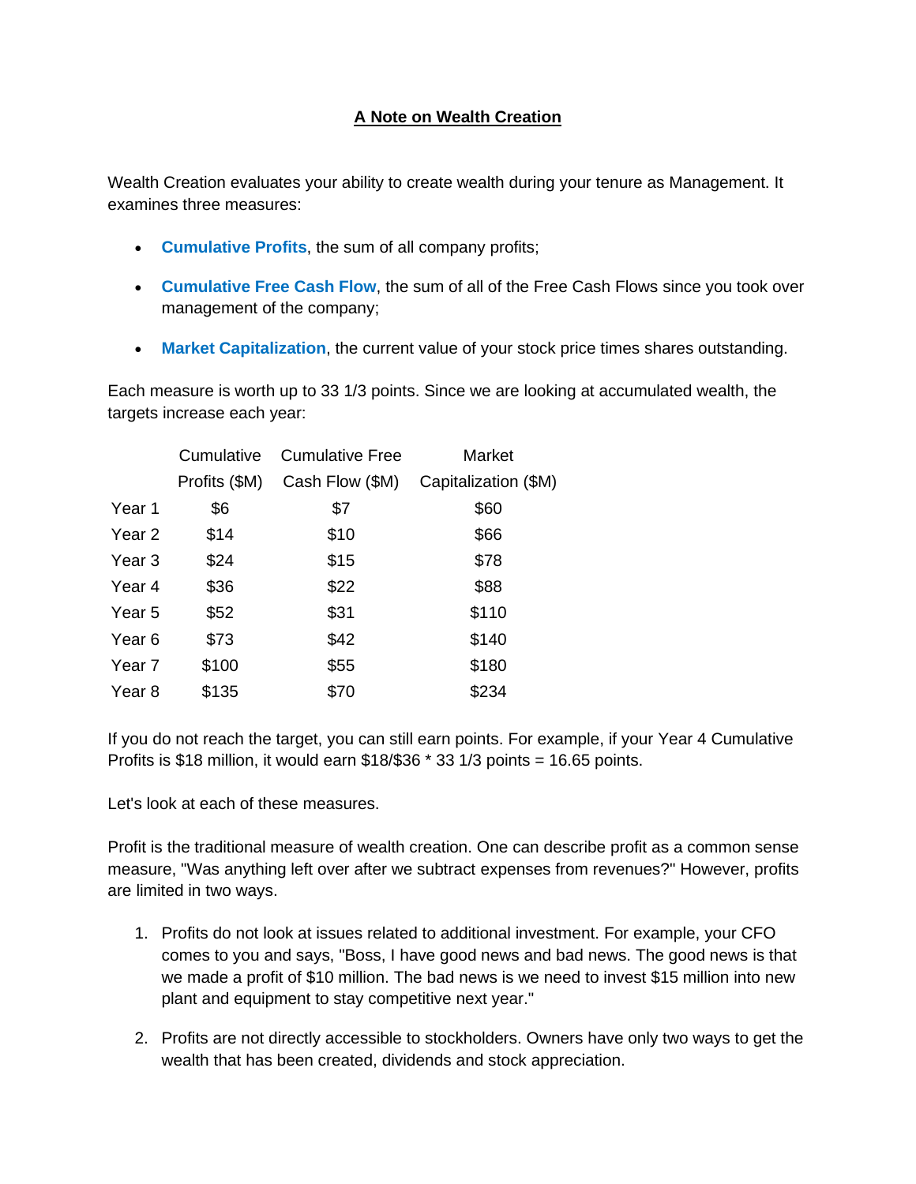# A Note on Wealth Creation

Wealth Creation evaluates your ability to create wealth during your tenure as Management. It examines three measures:

- **Cumulative Profits**, the sum of all company profits;
- **Cumulative Free Cash Flow**, the sum of all of the Free Cash Flows since you took over management of the company;
- **Market Capitalization**, the current value of your stock price times shares outstanding.

Each measure is worth up to 33 1/3 points. Since we are looking at accumulated wealth, the targets increase each year:

| | Cumulative Profits ($M) | Cumulative Free Cash Flow ($M) | Market Capitalization ($M) |
|---|---|---|---|
| Year 1 | $6 | $7 | $60 |
| Year 2 | $14 | $10 | $66 |
| Year 3 | $24 | $15 | $78 |
| Year 4 | $36 | $22 | $88 |
| Year 5 | $52 | $31 | $110 |
| Year 6 | $73 | $42 | $140 |
| Year 7 | $100 | $55 | $180 |
| Year 8 | $135 | $70 | $234 |

If you do not reach the target, you can still earn points. For example, if your Year 4 Cumulative Profits is $18 million, it would earn $18/$36 * 33 1/3 points = 16.65 points.

Let's look at each of these measures.

Profit is the traditional measure of wealth creation. One can describe profit as a common sense measure, "Was anything left over after we subtract expenses from revenues?" However, profits are limited in two ways.

1. Profits do not look at issues related to additional investment. For example, your CFO comes to you and says, "Boss, I have good news and bad news. The good news is that we made a profit of $10 million. The bad news is we need to invest $15 million into new plant and equipment to stay competitive next year."
2. Profits are not directly accessible to stockholders. Owners have only two ways to get the wealth that has been created, dividends and stock appreciation.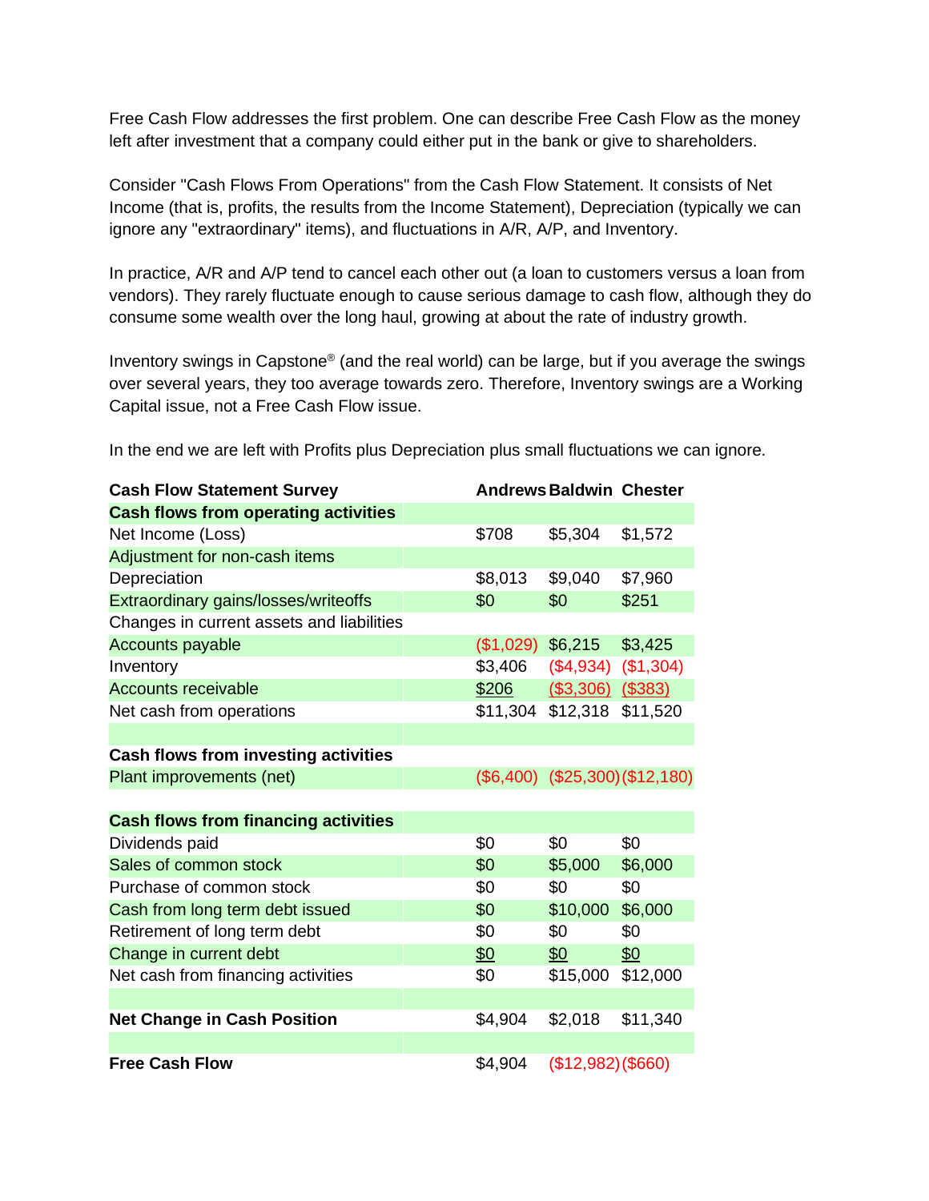Free Cash Flow addresses the first problem. One can describe Free Cash Flow as the money left after investment that a company could either put in the bank or give to shareholders.

Consider "Cash Flows From Operations" from the Cash Flow Statement. It consists of Net Income (that is, profits, the results from the Income Statement), Depreciation (typically we can ignore any "extraordinary" items), and fluctuations in A/R, A/P, and Inventory.

In practice, A/R and A/P tend to cancel each other out (a loan to customers versus a loan from vendors). They rarely fluctuate enough to cause serious damage to cash flow, although they do consume some wealth over the long haul, growing at about the rate of industry growth.

Inventory swings in Capstone® (and the real world) can be large, but if you average the swings over several years, they too average towards zero. Therefore, Inventory swings are a Working Capital issue, not a Free Cash Flow issue.

In the end we are left with Profits plus Depreciation plus small fluctuations we can ignore.

| **Cash Flow Statement Survey** | **Andrews** | **Baldwin** | **Chester** |
|---|---|---|---|
| **Cash flows from operating activities** | | | |
| Net Income (Loss) | $708 | $5,304 | $1,572 |
| Adjustment for non-cash items | | | |
| Depreciation | $8,013 | $9,040 | $7,960 |
| Extraordinary gains/losses/writeoffs | $0 | $0 | $251 |
| Changes in current assets and liabilities | | | |
| Accounts payable | ($1,029) | $6,215 | $3,425 |
| Inventory | $3,406 | ($4,934) | ($1,304) |
| Accounts receivable | $206 | ($3,306) | ($383) |
| Net cash from operations | $11,304 | $12,318 | $11,520 |
| | | | |
| **Cash flows from investing activities** | | | |
| Plant improvements (net) | ($6,400) | ($25,300) | ($12,180) |
| | | | |
| **Cash flows from financing activities** | | | |
| Dividends paid | $0 | $0 | $0 |
| Sales of common stock | $0 | $5,000 | $6,000 |
| Purchase of common stock | $0 | $0 | $0 |
| Cash from long term debt issued | $0 | $10,000 | $6,000 |
| Retirement of long term debt | $0 | $0 | $0 |
| Change in current debt | $0 | $0 | $0 |
| Net cash from financing activities | $0 | $15,000 | $12,000 |
| | | | |
| **Net Change in Cash Position** | $4,904 | $2,018 | $11,340 |
| | | | |
| **Free Cash Flow** | $4,904 | ($12,982) | ($660) |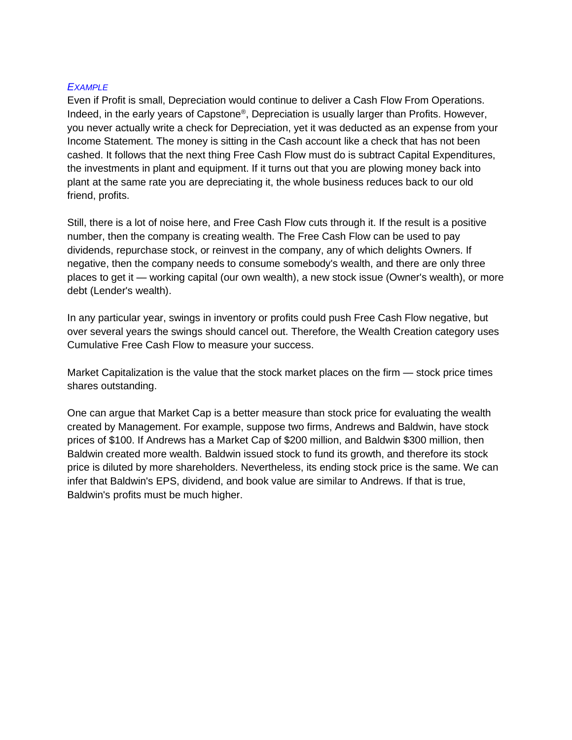*EXAMPLE*

Even if Profit is small, Depreciation would continue to deliver a Cash Flow From Operations. Indeed, in the early years of Capstone®, Depreciation is usually larger than Profits. However, you never actually write a check for Depreciation, yet it was deducted as an expense from your Income Statement. The money is sitting in the Cash account like a check that has not been cashed. It follows that the next thing Free Cash Flow must do is subtract Capital Expenditures, the investments in plant and equipment. If it turns out that you are plowing money back into plant at the same rate you are depreciating it, the whole business reduces back to our old friend, profits.

Still, there is a lot of noise here, and Free Cash Flow cuts through it. If the result is a positive number, then the company is creating wealth. The Free Cash Flow can be used to pay dividends, repurchase stock, or reinvest in the company, any of which delights Owners. If negative, then the company needs to consume somebody's wealth, and there are only three places to get it — working capital (our own wealth), a new stock issue (Owner's wealth), or more debt (Lender's wealth).

In any particular year, swings in inventory or profits could push Free Cash Flow negative, but over several years the swings should cancel out. Therefore, the Wealth Creation category uses Cumulative Free Cash Flow to measure your success.

Market Capitalization is the value that the stock market places on the firm — stock price times shares outstanding.

One can argue that Market Cap is a better measure than stock price for evaluating the wealth created by Management. For example, suppose two firms, Andrews and Baldwin, have stock prices of $100. If Andrews has a Market Cap of $200 million, and Baldwin $300 million, then Baldwin created more wealth. Baldwin issued stock to fund its growth, and therefore its stock price is diluted by more shareholders. Nevertheless, its ending stock price is the same. We can infer that Baldwin's EPS, dividend, and book value are similar to Andrews. If that is true, Baldwin's profits must be much higher.